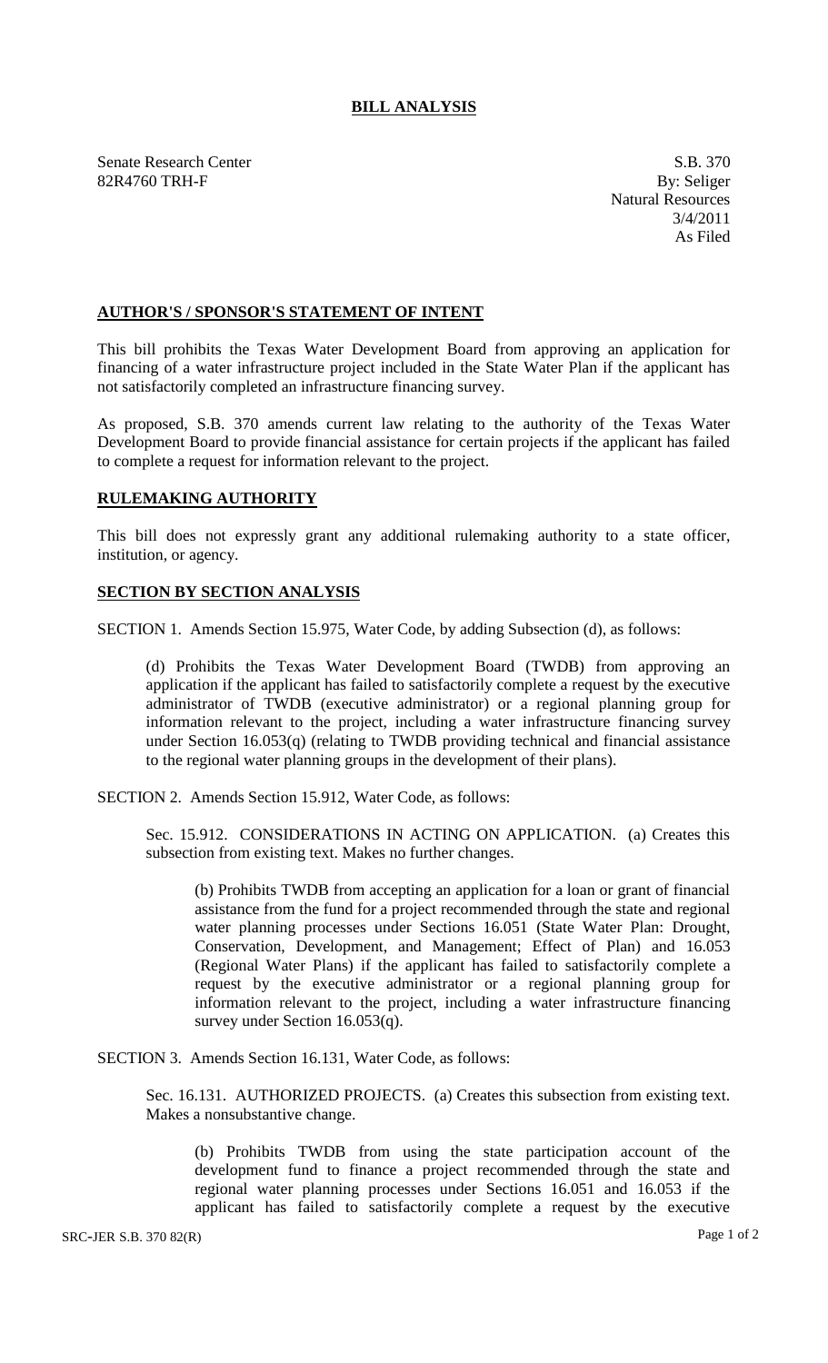# BILL ANALYSIS

Senate Research Center
82R4760 TRH-F

S.B. 370
By: Seliger
Natural Resources
3/4/2011
As Filed

## AUTHOR'S / SPONSOR'S STATEMENT OF INTENT

This bill prohibits the Texas Water Development Board from approving an application for financing of a water infrastructure project included in the State Water Plan if the applicant has not satisfactorily completed an infrastructure financing survey.

As proposed, S.B. 370 amends current law relating to the authority of the Texas Water Development Board to provide financial assistance for certain projects if the applicant has failed to complete a request for information relevant to the project.

## RULEMAKING AUTHORITY

This bill does not expressly grant any additional rulemaking authority to a state officer, institution, or agency.

## SECTION BY SECTION ANALYSIS

SECTION 1. Amends Section 15.975, Water Code, by adding Subsection (d), as follows:

(d) Prohibits the Texas Water Development Board (TWDB) from approving an application if the applicant has failed to satisfactorily complete a request by the executive administrator of TWDB (executive administrator) or a regional planning group for information relevant to the project, including a water infrastructure financing survey under Section 16.053(q) (relating to TWDB providing technical and financial assistance to the regional water planning groups in the development of their plans).

SECTION 2. Amends Section 15.912, Water Code, as follows:

Sec. 15.912. CONSIDERATIONS IN ACTING ON APPLICATION. (a) Creates this subsection from existing text. Makes no further changes.

(b) Prohibits TWDB from accepting an application for a loan or grant of financial assistance from the fund for a project recommended through the state and regional water planning processes under Sections 16.051 (State Water Plan: Drought, Conservation, Development, and Management; Effect of Plan) and 16.053 (Regional Water Plans) if the applicant has failed to satisfactorily complete a request by the executive administrator or a regional planning group for information relevant to the project, including a water infrastructure financing survey under Section 16.053(q).

SECTION 3. Amends Section 16.131, Water Code, as follows:

Sec. 16.131. AUTHORIZED PROJECTS. (a) Creates this subsection from existing text. Makes a nonsubstantive change.

(b) Prohibits TWDB from using the state participation account of the development fund to finance a project recommended through the state and regional water planning processes under Sections 16.051 and 16.053 if the applicant has failed to satisfactorily complete a request by the executive

SRC-JER S.B. 370 82(R)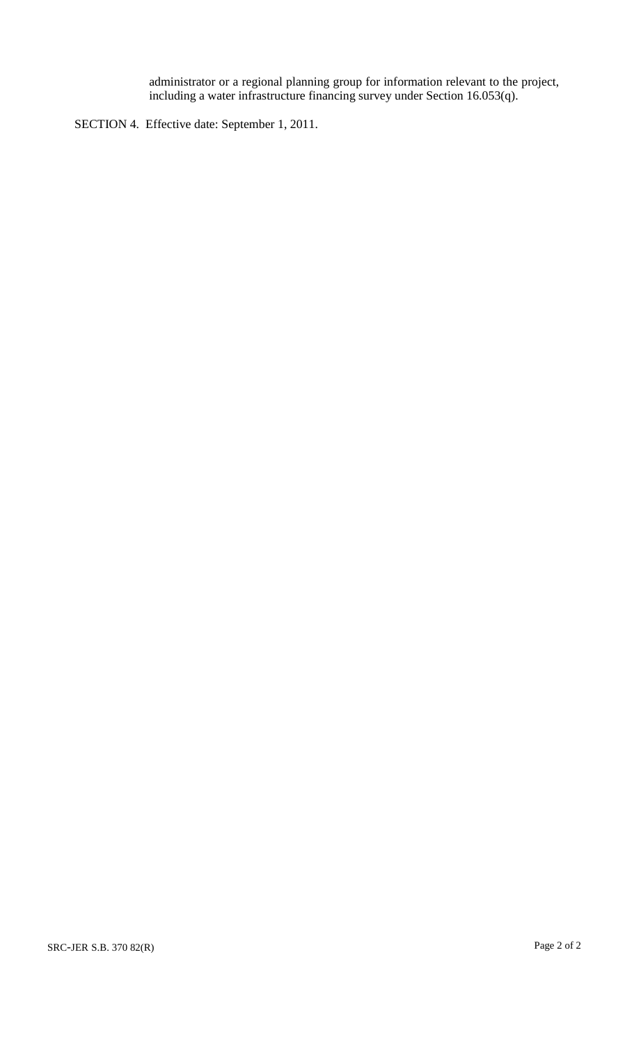administrator or a regional planning group for information relevant to the project, including a water infrastructure financing survey under Section 16.053(q).

SECTION 4. Effective date: September 1, 2011.